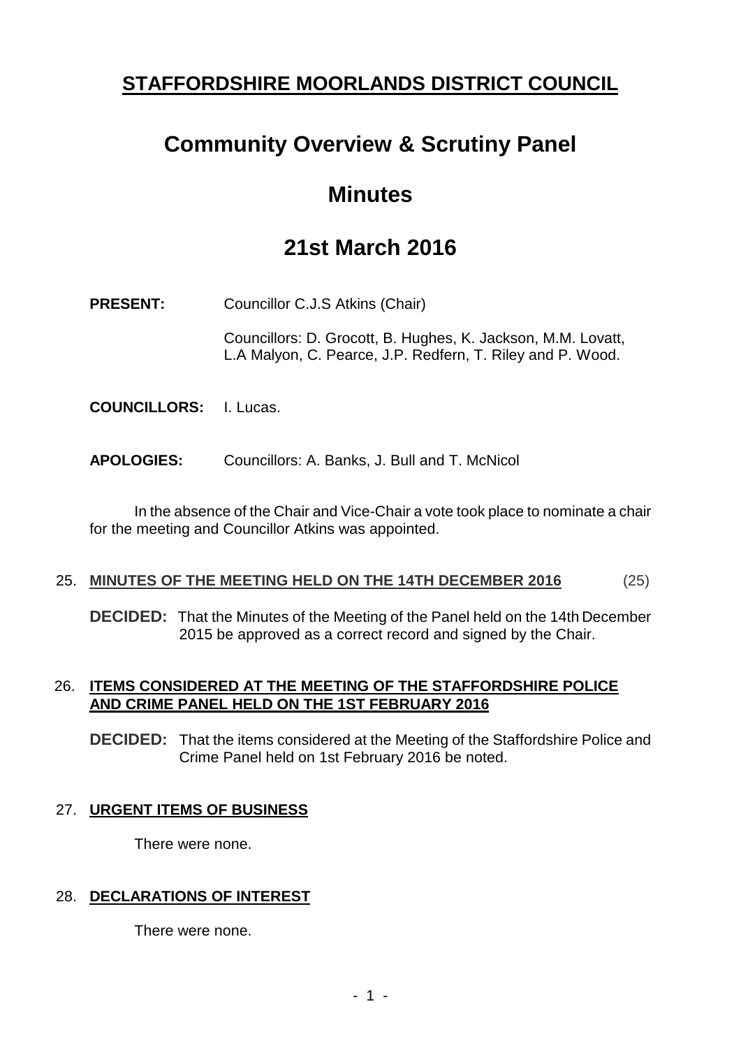# STAFFORDSHIRE MOORLANDS DISTRICT COUNCIL

# Community Overview & Scrutiny Panel

# Minutes

# 21st March 2016

**PRESENT:** Councillor C.J.S Atkins (Chair)

Councillors: D. Grocott, B. Hughes, K. Jackson, M.M. Lovatt, L.A Malyon, C. Pearce, J.P. Redfern, T. Riley and P. Wood.

**COUNCILLORS:** I. Lucas.

**APOLOGIES:** Councillors: A. Banks, J. Bull and T. McNicol

In the absence of the Chair and Vice-Chair a vote took place to nominate a chair for the meeting and Councillor Atkins was appointed.

## 25. MINUTES OF THE MEETING HELD ON THE 14TH DECEMBER 2016 (25)

**DECIDED:** That the Minutes of the Meeting of the Panel held on the 14th December 2015 be approved as a correct record and signed by the Chair.

## 26. ITEMS CONSIDERED AT THE MEETING OF THE STAFFORDSHIRE POLICE AND CRIME PANEL HELD ON THE 1ST FEBRUARY 2016

**DECIDED:** That the items considered at the Meeting of the Staffordshire Police and Crime Panel held on 1st February 2016 be noted.

## 27. URGENT ITEMS OF BUSINESS

There were none.

## 28. DECLARATIONS OF INTEREST

There were none.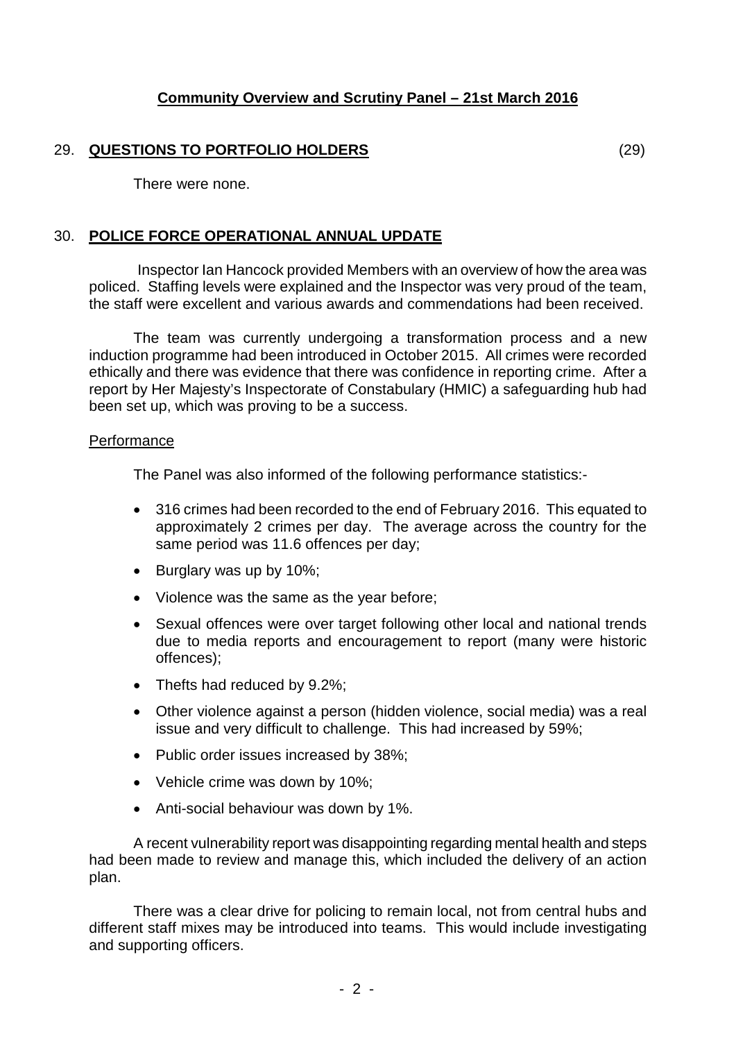**Community Overview and Scrutiny Panel – 21st March 2016**

## 29. QUESTIONS TO PORTFOLIO HOLDERS (29)

There were none.

## 30. POLICE FORCE OPERATIONAL ANNUAL UPDATE

Inspector Ian Hancock provided Members with an overview of how the area was policed. Staffing levels were explained and the Inspector was very proud of the team, the staff were excellent and various awards and commendations had been received.

The team was currently undergoing a transformation process and a new induction programme had been introduced in October 2015. All crimes were recorded ethically and there was evidence that there was confidence in reporting crime. After a report by Her Majesty's Inspectorate of Constabulary (HMIC) a safeguarding hub had been set up, which was proving to be a success.

Performance

The Panel was also informed of the following performance statistics:-

- 316 crimes had been recorded to the end of February 2016. This equated to approximately 2 crimes per day. The average across the country for the same period was 11.6 offences per day;
- Burglary was up by 10%;
- Violence was the same as the year before;
- Sexual offences were over target following other local and national trends due to media reports and encouragement to report (many were historic offences);
- Thefts had reduced by 9.2%;
- Other violence against a person (hidden violence, social media) was a real issue and very difficult to challenge. This had increased by 59%;
- Public order issues increased by 38%;
- Vehicle crime was down by 10%;
- Anti-social behaviour was down by 1%.

A recent vulnerability report was disappointing regarding mental health and steps had been made to review and manage this, which included the delivery of an action plan.

There was a clear drive for policing to remain local, not from central hubs and different staff mixes may be introduced into teams. This would include investigating and supporting officers.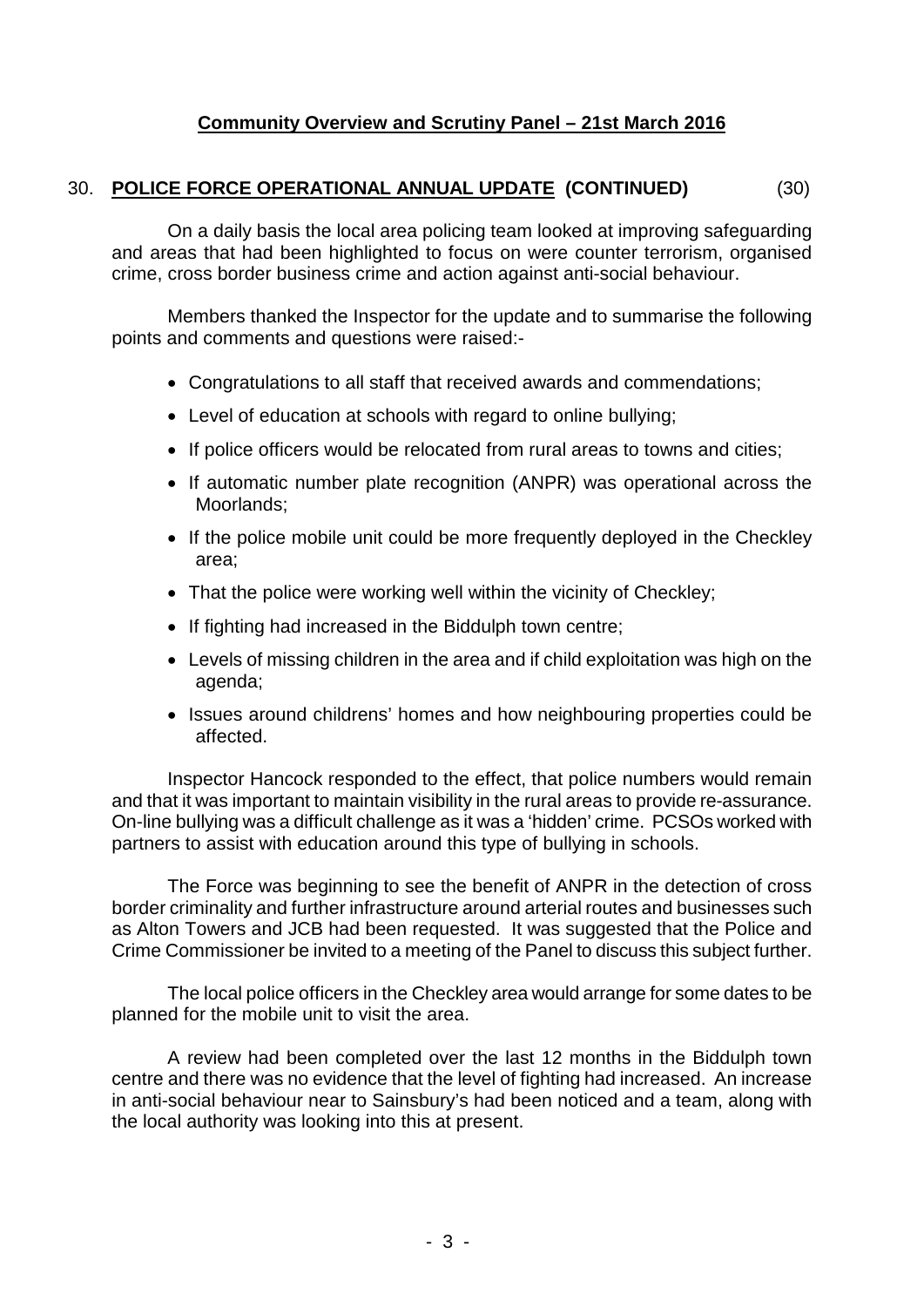**Community Overview and Scrutiny Panel – 21st March 2016**

## 30. POLICE FORCE OPERATIONAL ANNUAL UPDATE (CONTINUED) (30)

On a daily basis the local area policing team looked at improving safeguarding and areas that had been highlighted to focus on were counter terrorism, organised crime, cross border business crime and action against anti-social behaviour.

Members thanked the Inspector for the update and to summarise the following points and comments and questions were raised:-

- Congratulations to all staff that received awards and commendations;
- Level of education at schools with regard to online bullying;
- If police officers would be relocated from rural areas to towns and cities;
- If automatic number plate recognition (ANPR) was operational across the Moorlands;
- If the police mobile unit could be more frequently deployed in the Checkley area;
- That the police were working well within the vicinity of Checkley;
- If fighting had increased in the Biddulph town centre;
- Levels of missing children in the area and if child exploitation was high on the agenda;
- Issues around childrens' homes and how neighbouring properties could be affected.

Inspector Hancock responded to the effect, that police numbers would remain and that it was important to maintain visibility in the rural areas to provide re-assurance. On-line bullying was a difficult challenge as it was a 'hidden' crime. PCSOs worked with partners to assist with education around this type of bullying in schools.

The Force was beginning to see the benefit of ANPR in the detection of cross border criminality and further infrastructure around arterial routes and businesses such as Alton Towers and JCB had been requested. It was suggested that the Police and Crime Commissioner be invited to a meeting of the Panel to discuss this subject further.

The local police officers in the Checkley area would arrange for some dates to be planned for the mobile unit to visit the area.

A review had been completed over the last 12 months in the Biddulph town centre and there was no evidence that the level of fighting had increased. An increase in anti-social behaviour near to Sainsbury's had been noticed and a team, along with the local authority was looking into this at present.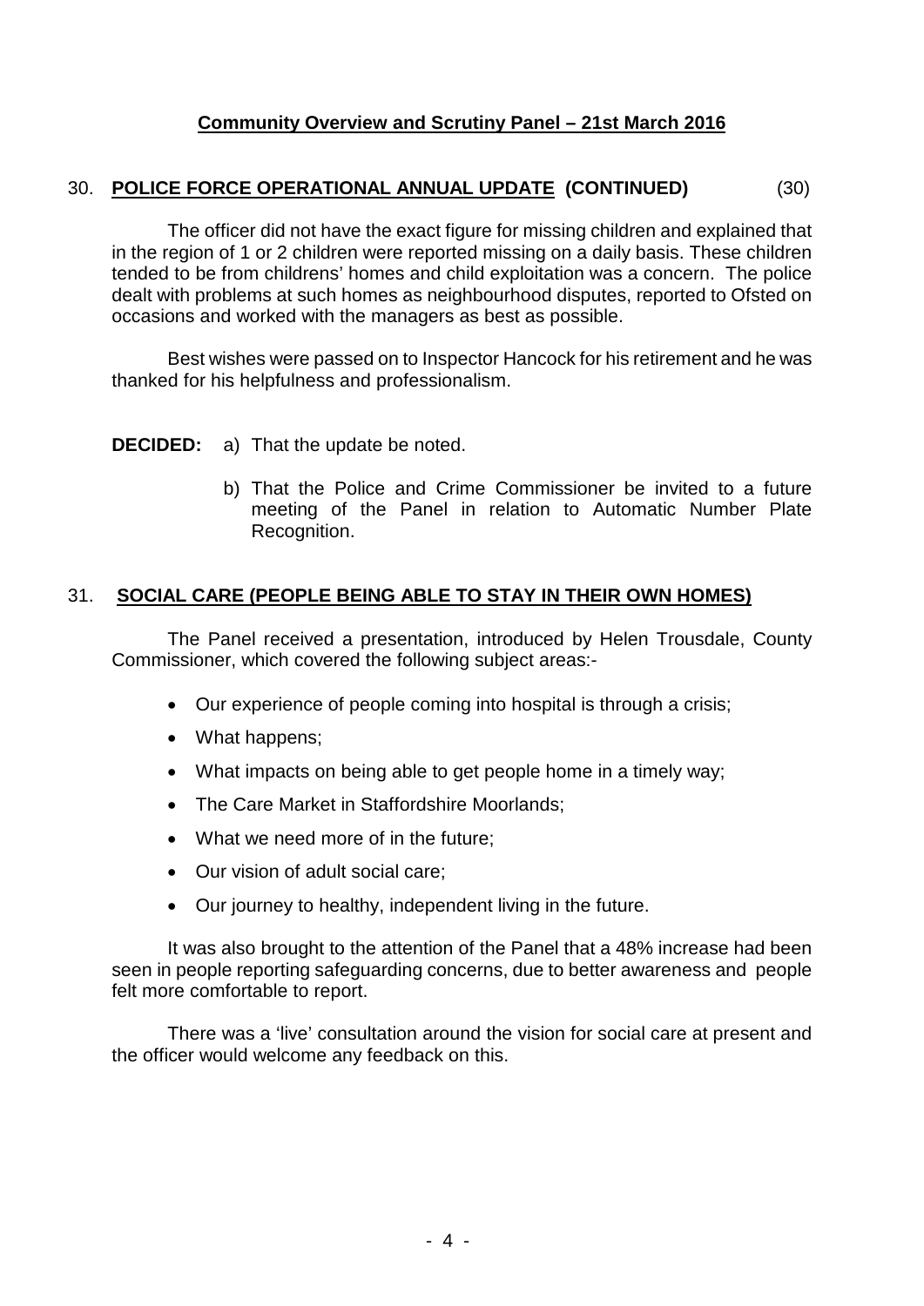**Community Overview and Scrutiny Panel – 21st March 2016**

30. **POLICE FORCE OPERATIONAL ANNUAL UPDATE (CONTINUED)** (30)

The officer did not have the exact figure for missing children and explained that in the region of 1 or 2 children were reported missing on a daily basis. These children tended to be from childrens' homes and child exploitation was a concern. The police dealt with problems at such homes as neighbourhood disputes, reported to Ofsted on occasions and worked with the managers as best as possible.

Best wishes were passed on to Inspector Hancock for his retirement and he was thanked for his helpfulness and professionalism.

**DECIDED:** a) That the update be noted.

b) That the Police and Crime Commissioner be invited to a future meeting of the Panel in relation to Automatic Number Plate Recognition.

31. **SOCIAL CARE (PEOPLE BEING ABLE TO STAY IN THEIR OWN HOMES)**

The Panel received a presentation, introduced by Helen Trousdale, County Commissioner, which covered the following subject areas:-

- Our experience of people coming into hospital is through a crisis;
- What happens;
- What impacts on being able to get people home in a timely way;
- The Care Market in Staffordshire Moorlands;
- What we need more of in the future;
- Our vision of adult social care;
- Our journey to healthy, independent living in the future.

It was also brought to the attention of the Panel that a 48% increase had been seen in people reporting safeguarding concerns, due to better awareness and people felt more comfortable to report.

There was a 'live' consultation around the vision for social care at present and the officer would welcome any feedback on this.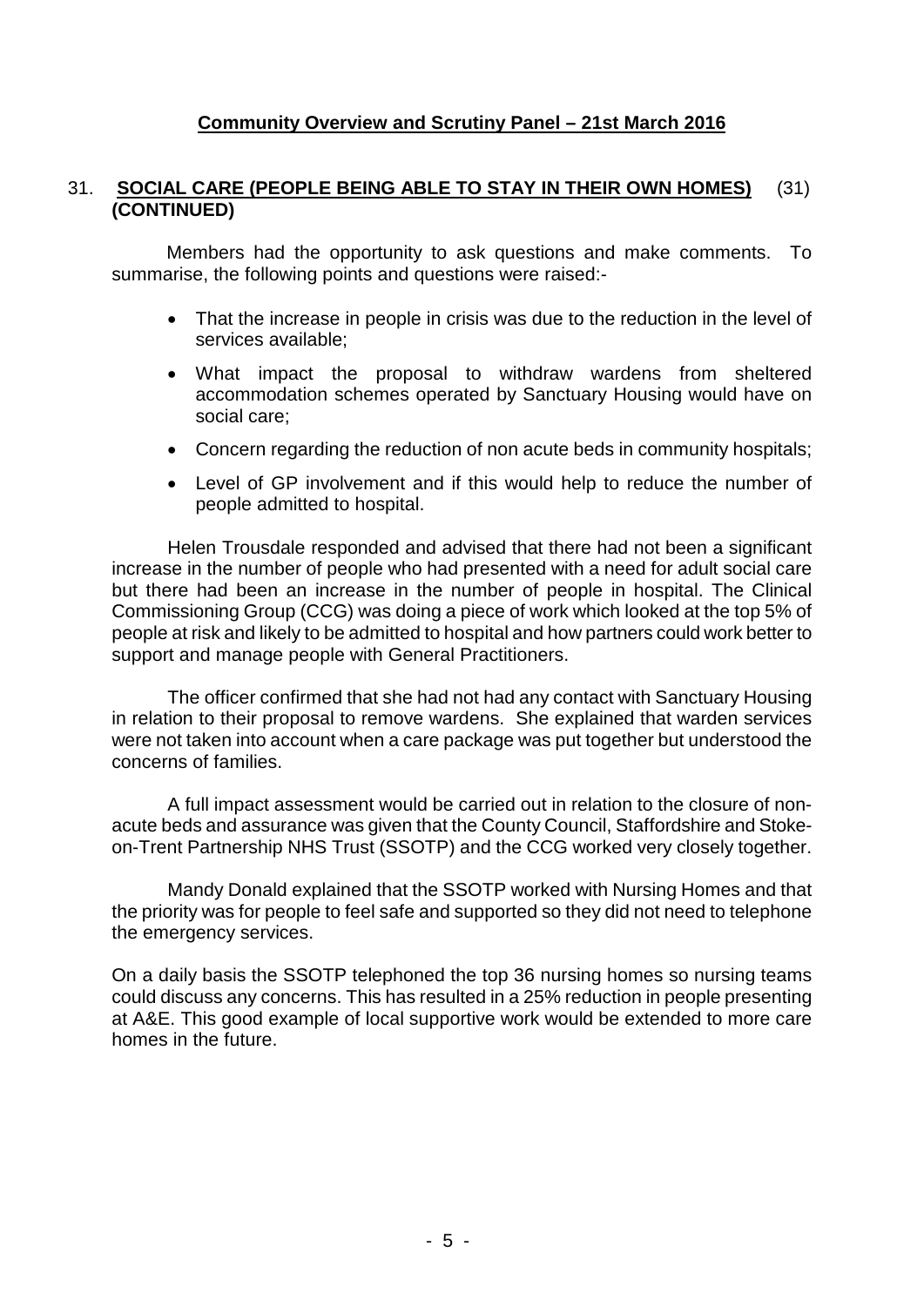**Community Overview and Scrutiny Panel – 21st March 2016**

31. **SOCIAL CARE (PEOPLE BEING ABLE TO STAY IN THEIR OWN HOMES) (CONTINUED)** (31)

Members had the opportunity to ask questions and make comments. To summarise, the following points and questions were raised:-

- That the increase in people in crisis was due to the reduction in the level of services available;
- What impact the proposal to withdraw wardens from sheltered accommodation schemes operated by Sanctuary Housing would have on social care;
- Concern regarding the reduction of non acute beds in community hospitals;
- Level of GP involvement and if this would help to reduce the number of people admitted to hospital.

Helen Trousdale responded and advised that there had not been a significant increase in the number of people who had presented with a need for adult social care but there had been an increase in the number of people in hospital. The Clinical Commissioning Group (CCG) was doing a piece of work which looked at the top 5% of people at risk and likely to be admitted to hospital and how partners could work better to support and manage people with General Practitioners.

The officer confirmed that she had not had any contact with Sanctuary Housing in relation to their proposal to remove wardens. She explained that warden services were not taken into account when a care package was put together but understood the concerns of families.

A full impact assessment would be carried out in relation to the closure of non-acute beds and assurance was given that the County Council, Staffordshire and Stoke-on-Trent Partnership NHS Trust (SSOTP) and the CCG worked very closely together.

Mandy Donald explained that the SSOTP worked with Nursing Homes and that the priority was for people to feel safe and supported so they did not need to telephone the emergency services.

On a daily basis the SSOTP telephoned the top 36 nursing homes so nursing teams could discuss any concerns. This has resulted in a 25% reduction in people presenting at A&E. This good example of local supportive work would be extended to more care homes in the future.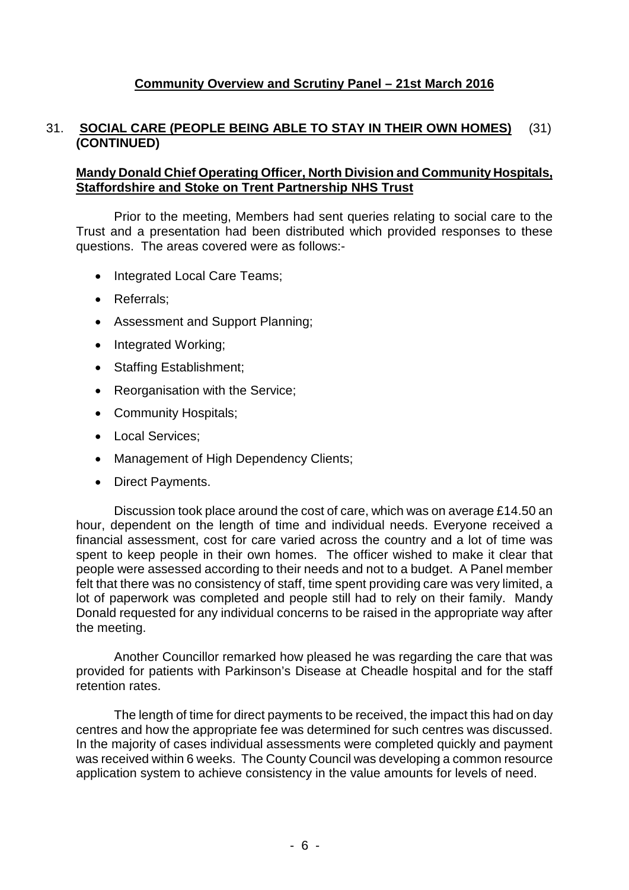## Community Overview and Scrutiny Panel – 21st March 2016

### 31. SOCIAL CARE (PEOPLE BEING ABLE TO STAY IN THEIR OWN HOMES) (31) (CONTINUED)

**Mandy Donald Chief Operating Officer, North Division and Community Hospitals, Staffordshire and Stoke on Trent Partnership NHS Trust**

Prior to the meeting, Members had sent queries relating to social care to the Trust and a presentation had been distributed which provided responses to these questions. The areas covered were as follows:-

- Integrated Local Care Teams;
- Referrals;
- Assessment and Support Planning;
- Integrated Working;
- Staffing Establishment;
- Reorganisation with the Service;
- Community Hospitals;
- Local Services;
- Management of High Dependency Clients;
- Direct Payments.

Discussion took place around the cost of care, which was on average £14.50 an hour, dependent on the length of time and individual needs. Everyone received a financial assessment, cost for care varied across the country and a lot of time was spent to keep people in their own homes. The officer wished to make it clear that people were assessed according to their needs and not to a budget. A Panel member felt that there was no consistency of staff, time spent providing care was very limited, a lot of paperwork was completed and people still had to rely on their family. Mandy Donald requested for any individual concerns to be raised in the appropriate way after the meeting.

Another Councillor remarked how pleased he was regarding the care that was provided for patients with Parkinson's Disease at Cheadle hospital and for the staff retention rates.

The length of time for direct payments to be received, the impact this had on day centres and how the appropriate fee was determined for such centres was discussed. In the majority of cases individual assessments were completed quickly and payment was received within 6 weeks. The County Council was developing a common resource application system to achieve consistency in the value amounts for levels of need.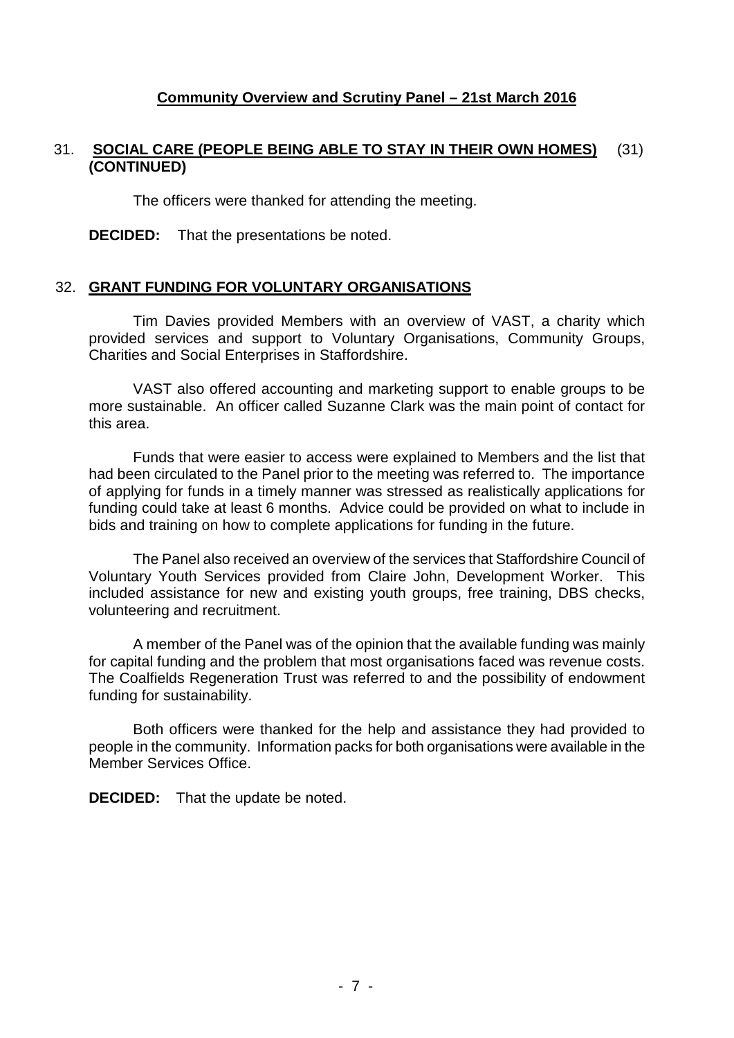## Community Overview and Scrutiny Panel – 21st March 2016

### 31. SOCIAL CARE (PEOPLE BEING ABLE TO STAY IN THEIR OWN HOMES) (CONTINUED) (31)

The officers were thanked for attending the meeting.

**DECIDED:** That the presentations be noted.

### 32. GRANT FUNDING FOR VOLUNTARY ORGANISATIONS

Tim Davies provided Members with an overview of VAST, a charity which provided services and support to Voluntary Organisations, Community Groups, Charities and Social Enterprises in Staffordshire.

VAST also offered accounting and marketing support to enable groups to be more sustainable. An officer called Suzanne Clark was the main point of contact for this area.

Funds that were easier to access were explained to Members and the list that had been circulated to the Panel prior to the meeting was referred to. The importance of applying for funds in a timely manner was stressed as realistically applications for funding could take at least 6 months. Advice could be provided on what to include in bids and training on how to complete applications for funding in the future.

The Panel also received an overview of the services that Staffordshire Council of Voluntary Youth Services provided from Claire John, Development Worker. This included assistance for new and existing youth groups, free training, DBS checks, volunteering and recruitment.

A member of the Panel was of the opinion that the available funding was mainly for capital funding and the problem that most organisations faced was revenue costs. The Coalfields Regeneration Trust was referred to and the possibility of endowment funding for sustainability.

Both officers were thanked for the help and assistance they had provided to people in the community. Information packs for both organisations were available in the Member Services Office.

**DECIDED:** That the update be noted.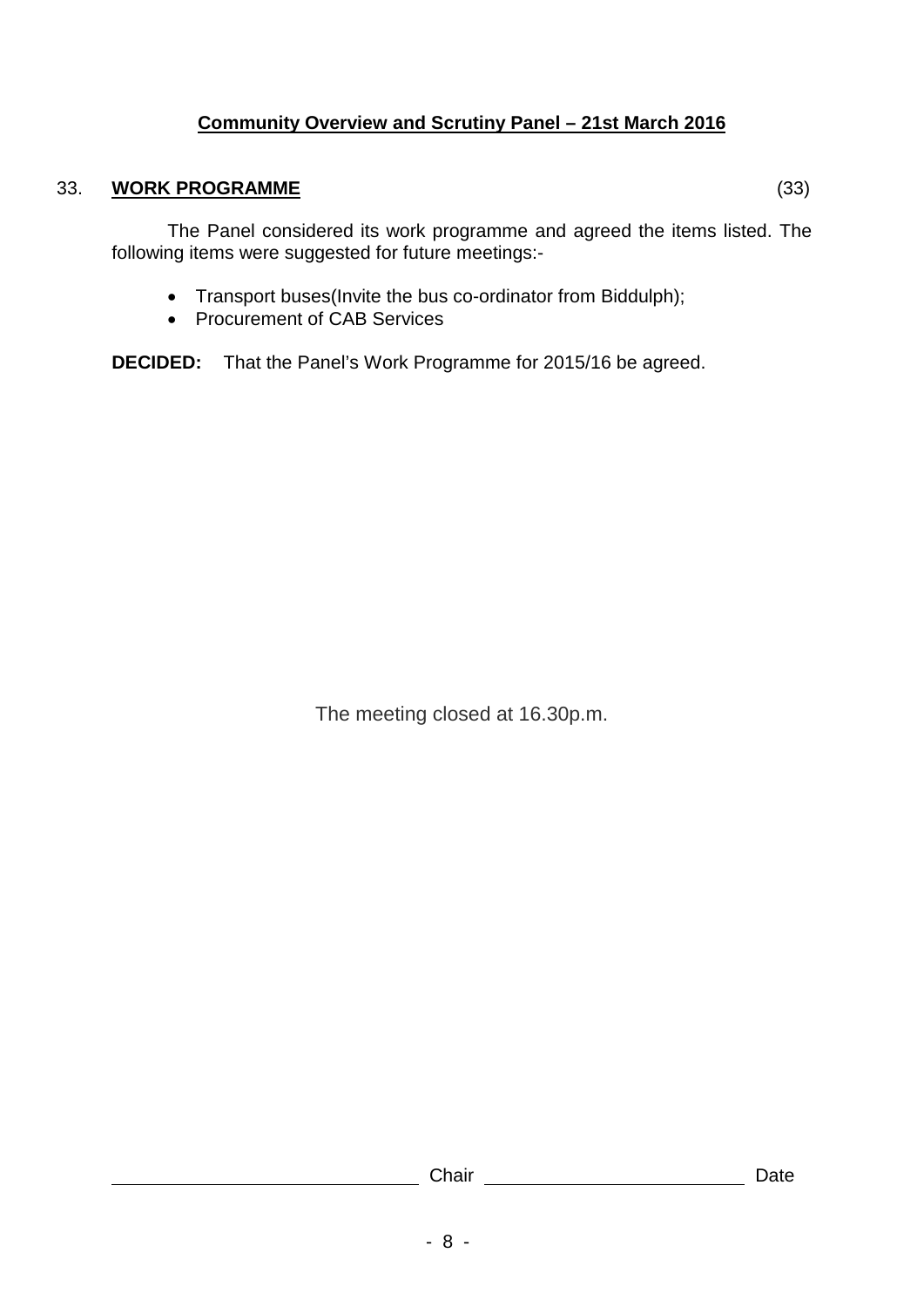**Community Overview and Scrutiny Panel – 21st March 2016**

33. **WORK PROGRAMME** (33)

The Panel considered its work programme and agreed the items listed. The following items were suggested for future meetings:-

- Transport buses(Invite the bus co-ordinator from Biddulph);
- Procurement of CAB Services

**DECIDED:** That the Panel's Work Programme for 2015/16 be agreed.

The meeting closed at 16.30p.m.

\_\_\_\_\_\_\_\_\_\_\_\_\_\_\_\_\_\_\_\_\_\_\_\_\_\_\_\_ Chair \_\_\_\_\_\_\_\_\_\_\_\_\_\_\_\_\_\_\_\_\_\_\_\_\_\_\_\_ Date